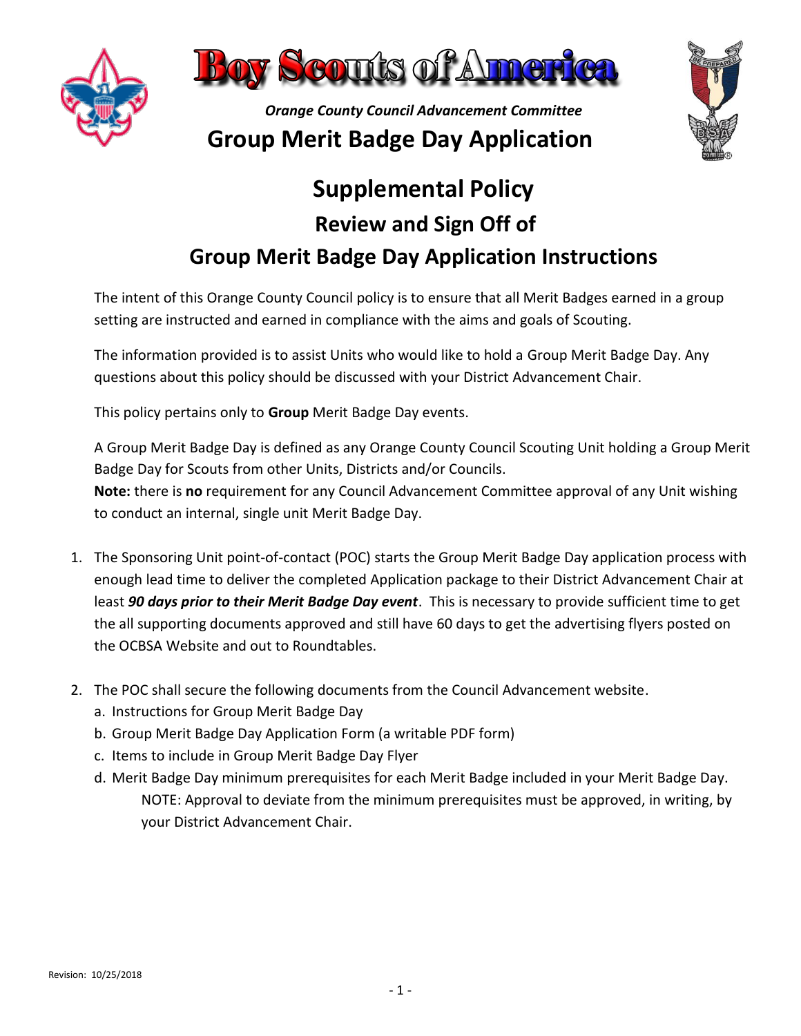# Boy Scouts of America

*Orange County Council Advancement Committee*

## Group Merit Badge Day Application

## Supplemental Policy

### Review and Sign Off of

### Group Merit Badge Day Application Instructions

The intent of this Orange County Council policy is to ensure that all Merit Badges earned in a group setting are instructed and earned in compliance with the aims and goals of Scouting.

The information provided is to assist Units who would like to hold a Group Merit Badge Day. Any questions about this policy should be discussed with your District Advancement Chair.

This policy pertains only to **Group** Merit Badge Day events.

A Group Merit Badge Day is defined as any Orange County Council Scouting Unit holding a Group Merit Badge Day for Scouts from other Units, Districts and/or Councils.
**Note:** there is **no** requirement for any Council Advancement Committee approval of any Unit wishing to conduct an internal, single unit Merit Badge Day.

1. The Sponsoring Unit point-of-contact (POC) starts the Group Merit Badge Day application process with enough lead time to deliver the completed Application package to their District Advancement Chair at least ***90 days prior to their Merit Badge Day event***. This is necessary to provide sufficient time to get the all supporting documents approved and still have 60 days to get the advertising flyers posted on the OCBSA Website and out to Roundtables.

2. The POC shall secure the following documents from the Council Advancement website.
   a. Instructions for Group Merit Badge Day
   b. Group Merit Badge Day Application Form (a writable PDF form)
   c. Items to include in Group Merit Badge Day Flyer
   d. Merit Badge Day minimum prerequisites for each Merit Badge included in your Merit Badge Day.
      NOTE: Approval to deviate from the minimum prerequisites must be approved, in writing, by your District Advancement Chair.

Revision: 10/25/2018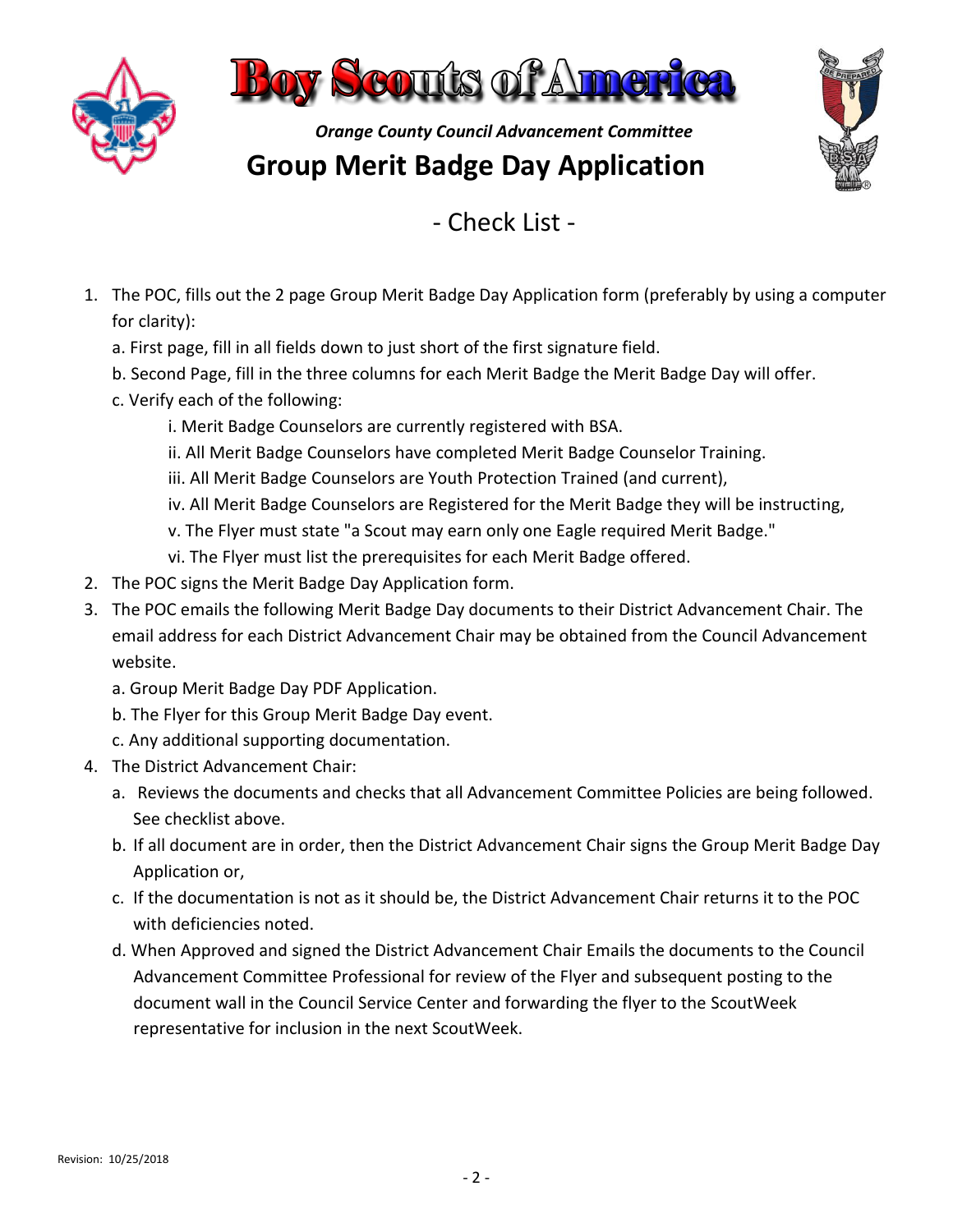# Boy Scouts of America

*Orange County Council Advancement Committee*

## Group Merit Badge Day Application

### - Check List -

1. The POC, fills out the 2 page Group Merit Badge Day Application form (preferably by using a computer for clarity):
   a. First page, fill in all fields down to just short of the first signature field.
   b. Second Page, fill in the three columns for each Merit Badge the Merit Badge Day will offer.
   c. Verify each of the following:
      i. Merit Badge Counselors are currently registered with BSA.
      ii. All Merit Badge Counselors have completed Merit Badge Counselor Training.
      iii. All Merit Badge Counselors are Youth Protection Trained (and current),
      iv. All Merit Badge Counselors are Registered for the Merit Badge they will be instructing,
      v. The Flyer must state "a Scout may earn only one Eagle required Merit Badge."
      vi. The Flyer must list the prerequisites for each Merit Badge offered.
2. The POC signs the Merit Badge Day Application form.
3. The POC emails the following Merit Badge Day documents to their District Advancement Chair. The email address for each District Advancement Chair may be obtained from the Council Advancement website.
   a. Group Merit Badge Day PDF Application.
   b. The Flyer for this Group Merit Badge Day event.
   c. Any additional supporting documentation.
4. The District Advancement Chair:
   a. Reviews the documents and checks that all Advancement Committee Policies are being followed. See checklist above.
   b. If all document are in order, then the District Advancement Chair signs the Group Merit Badge Day Application or,
   c. If the documentation is not as it should be, the District Advancement Chair returns it to the POC with deficiencies noted.
   d. When Approved and signed the District Advancement Chair Emails the documents to the Council Advancement Committee Professional for review of the Flyer and subsequent posting to the document wall in the Council Service Center and forwarding the flyer to the ScoutWeek representative for inclusion in the next ScoutWeek.

Revision: 10/25/2018